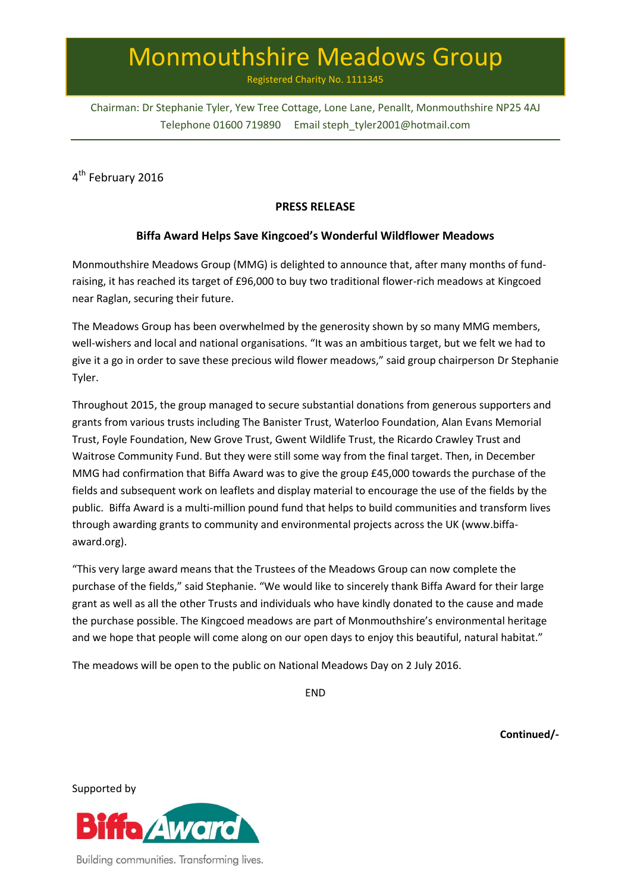# Monmouthshire Meadows Group

Registered Charity No. 1111345

Chairman: Dr Stephanie Tyler, Yew Tree Cottage, Lone Lane, Penallt, Monmouthshire NP25 4AJ
Telephone 01600 719890 Email steph_tyler2001@hotmail.com

4th February 2016

**PRESS RELEASE**

**Biffa Award Helps Save Kingcoed's Wonderful Wildflower Meadows**

Monmouthshire Meadows Group (MMG) is delighted to announce that, after many months of fund-raising, it has reached its target of £96,000 to buy two traditional flower-rich meadows at Kingcoed near Raglan, securing their future.

The Meadows Group has been overwhelmed by the generosity shown by so many MMG members, well-wishers and local and national organisations. "It was an ambitious target, but we felt we had to give it a go in order to save these precious wild flower meadows," said group chairperson Dr Stephanie Tyler.

Throughout 2015, the group managed to secure substantial donations from generous supporters and grants from various trusts including The Banister Trust, Waterloo Foundation, Alan Evans Memorial Trust, Foyle Foundation, New Grove Trust, Gwent Wildlife Trust, the Ricardo Crawley Trust and Waitrose Community Fund. But they were still some way from the final target. Then, in December MMG had confirmation that Biffa Award was to give the group £45,000 towards the purchase of the fields and subsequent work on leaflets and display material to encourage the use of the fields by the public. Biffa Award is a multi-million pound fund that helps to build communities and transform lives through awarding grants to community and environmental projects across the UK (www.biffa-award.org).

"This very large award means that the Trustees of the Meadows Group can now complete the purchase of the fields," said Stephanie. "We would like to sincerely thank Biffa Award for their large grant as well as all the other Trusts and individuals who have kindly donated to the cause and made the purchase possible. The Kingcoed meadows are part of Monmouthshire's environmental heritage and we hope that people will come along on our open days to enjoy this beautiful, natural habitat."

The meadows will be open to the public on National Meadows Day on 2 July 2016.

END

**Continued/-**

Supported by

Biffa Award

Building communities. Transforming lives.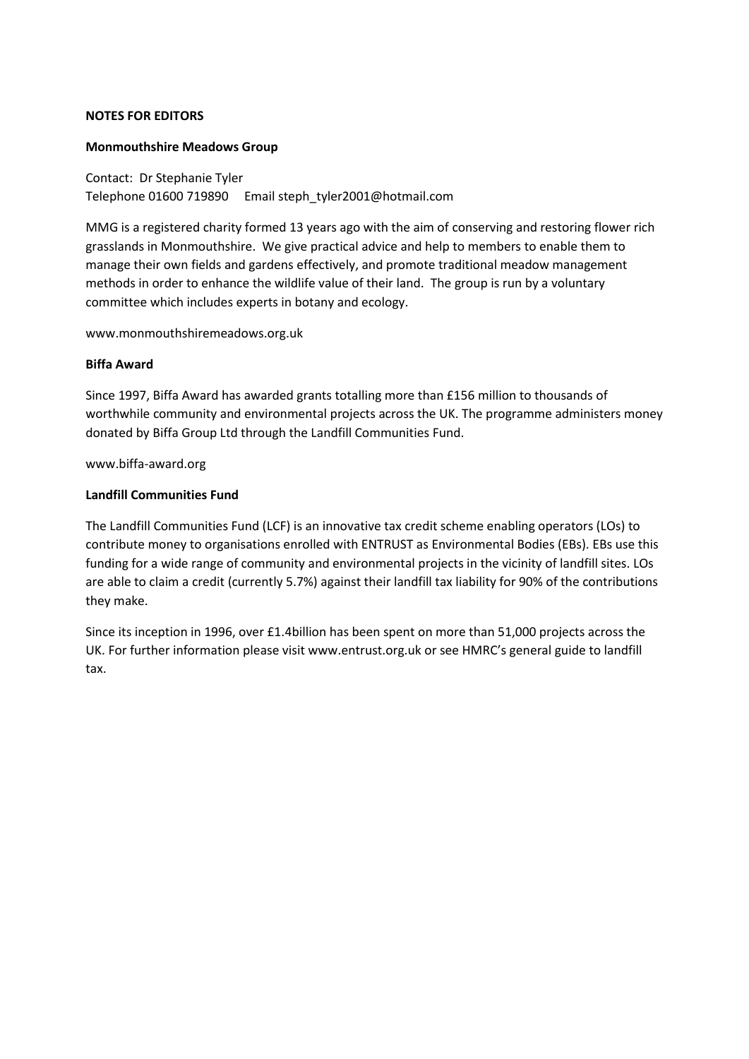**NOTES FOR EDITORS**

**Monmouthshire Meadows Group**

Contact: Dr Stephanie Tyler
Telephone 01600 719890 Email steph_tyler2001@hotmail.com

MMG is a registered charity formed 13 years ago with the aim of conserving and restoring flower rich grasslands in Monmouthshire. We give practical advice and help to members to enable them to manage their own fields and gardens effectively, and promote traditional meadow management methods in order to enhance the wildlife value of their land. The group is run by a voluntary committee which includes experts in botany and ecology.

www.monmouthshiremeadows.org.uk

**Biffa Award**

Since 1997, Biffa Award has awarded grants totalling more than £156 million to thousands of worthwhile community and environmental projects across the UK. The programme administers money donated by Biffa Group Ltd through the Landfill Communities Fund.

www.biffa-award.org

**Landfill Communities Fund**

The Landfill Communities Fund (LCF) is an innovative tax credit scheme enabling operators (LOs) to contribute money to organisations enrolled with ENTRUST as Environmental Bodies (EBs). EBs use this funding for a wide range of community and environmental projects in the vicinity of landfill sites. LOs are able to claim a credit (currently 5.7%) against their landfill tax liability for 90% of the contributions they make.

Since its inception in 1996, over £1.4billion has been spent on more than 51,000 projects across the UK. For further information please visit www.entrust.org.uk or see HMRC's general guide to landfill tax.